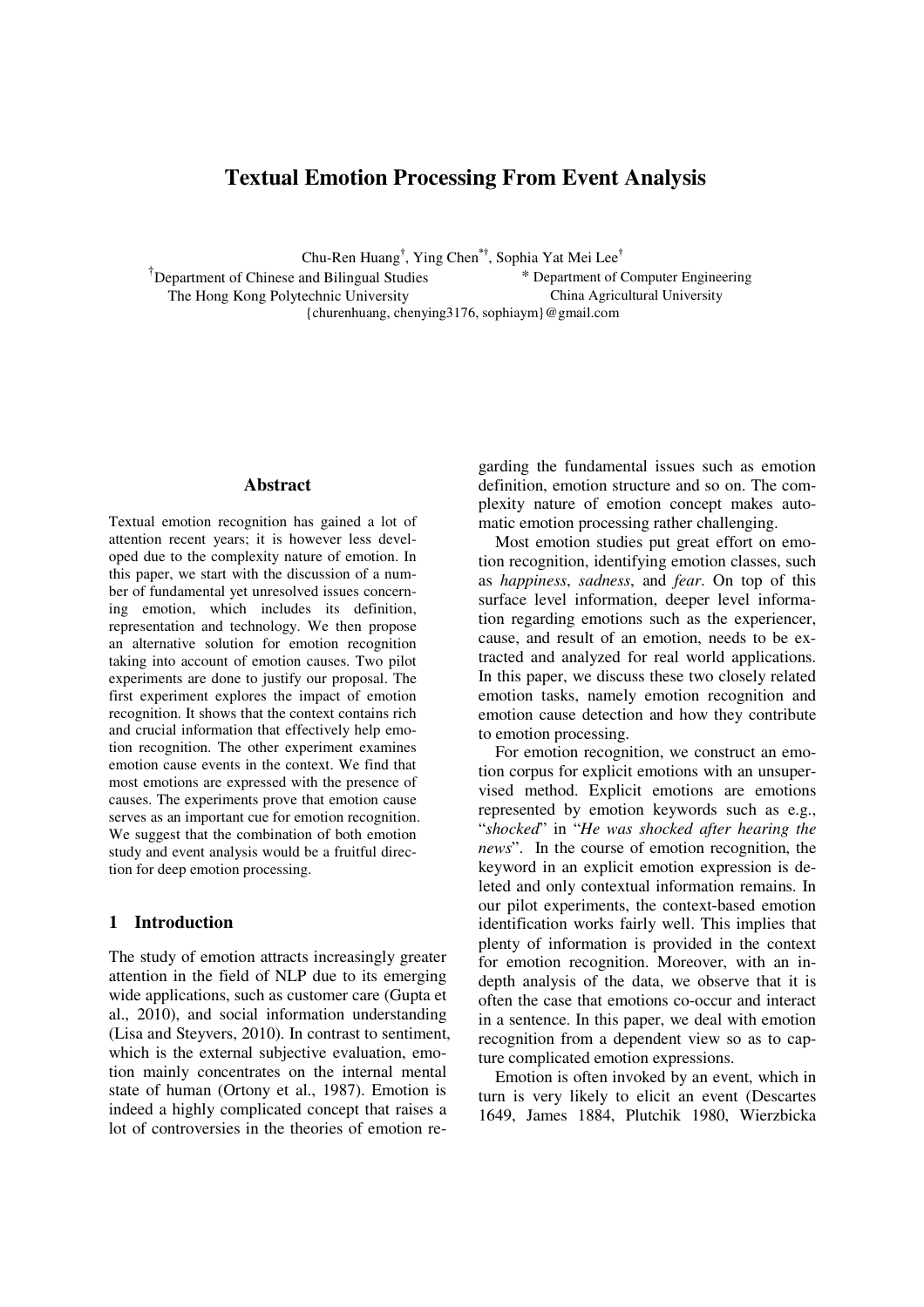# Textual Emotion Processing From Event Analysis

Chu-Ren Huang[†], Ying Chen[*†], Sophia Yat Mei Lee[†]

[†]Department of Chinese and Bilingual Studies, The Hong Kong Polytechnic University

[*] Department of Computer Engineering, China Agricultural University

{churenhuang, chenying3176, sophiaym}@gmail.com

## Abstract

Textual emotion recognition has gained a lot of attention recent years; it is however less developed due to the complexity nature of emotion. In this paper, we start with the discussion of a number of fundamental yet unresolved issues concerning emotion, which includes its definition, representation and technology. We then propose an alternative solution for emotion recognition taking into account of emotion causes. Two pilot experiments are done to justify our proposal. The first experiment explores the impact of emotion recognition. It shows that the context contains rich and crucial information that effectively help emotion recognition. The other experiment examines emotion cause events in the context. We find that most emotions are expressed with the presence of causes. The experiments prove that emotion cause serves as an important cue for emotion recognition. We suggest that the combination of both emotion study and event analysis would be a fruitful direction for deep emotion processing.

## 1 Introduction

The study of emotion attracts increasingly greater attention in the field of NLP due to its emerging wide applications, such as customer care (Gupta et al., 2010), and social information understanding (Lisa and Steyvers, 2010). In contrast to sentiment, which is the external subjective evaluation, emotion mainly concentrates on the internal mental state of human (Ortony et al., 1987). Emotion is indeed a highly complicated concept that raises a lot of controversies in the theories of emotion regarding the fundamental issues such as emotion definition, emotion structure and so on. The complexity nature of emotion concept makes automatic emotion processing rather challenging.

Most emotion studies put great effort on emotion recognition, identifying emotion classes, such as *happiness*, *sadness*, and *fear*. On top of this surface level information, deeper level information regarding emotions such as the experiencer, cause, and result of an emotion, needs to be extracted and analyzed for real world applications. In this paper, we discuss these two closely related emotion tasks, namely emotion recognition and emotion cause detection and how they contribute to emotion processing.

For emotion recognition, we construct an emotion corpus for explicit emotions with an unsupervised method. Explicit emotions are emotions represented by emotion keywords such as e.g., "*shocked*" in "*He was shocked after hearing the news*". In the course of emotion recognition, the keyword in an explicit emotion expression is deleted and only contextual information remains. In our pilot experiments, the context-based emotion identification works fairly well. This implies that plenty of information is provided in the context for emotion recognition. Moreover, with an in-depth analysis of the data, we observe that it is often the case that emotions co-occur and interact in a sentence. In this paper, we deal with emotion recognition from a dependent view so as to capture complicated emotion expressions.

Emotion is often invoked by an event, which in turn is very likely to elicit an event (Descartes 1649, James 1884, Plutchik 1980, Wierzbicka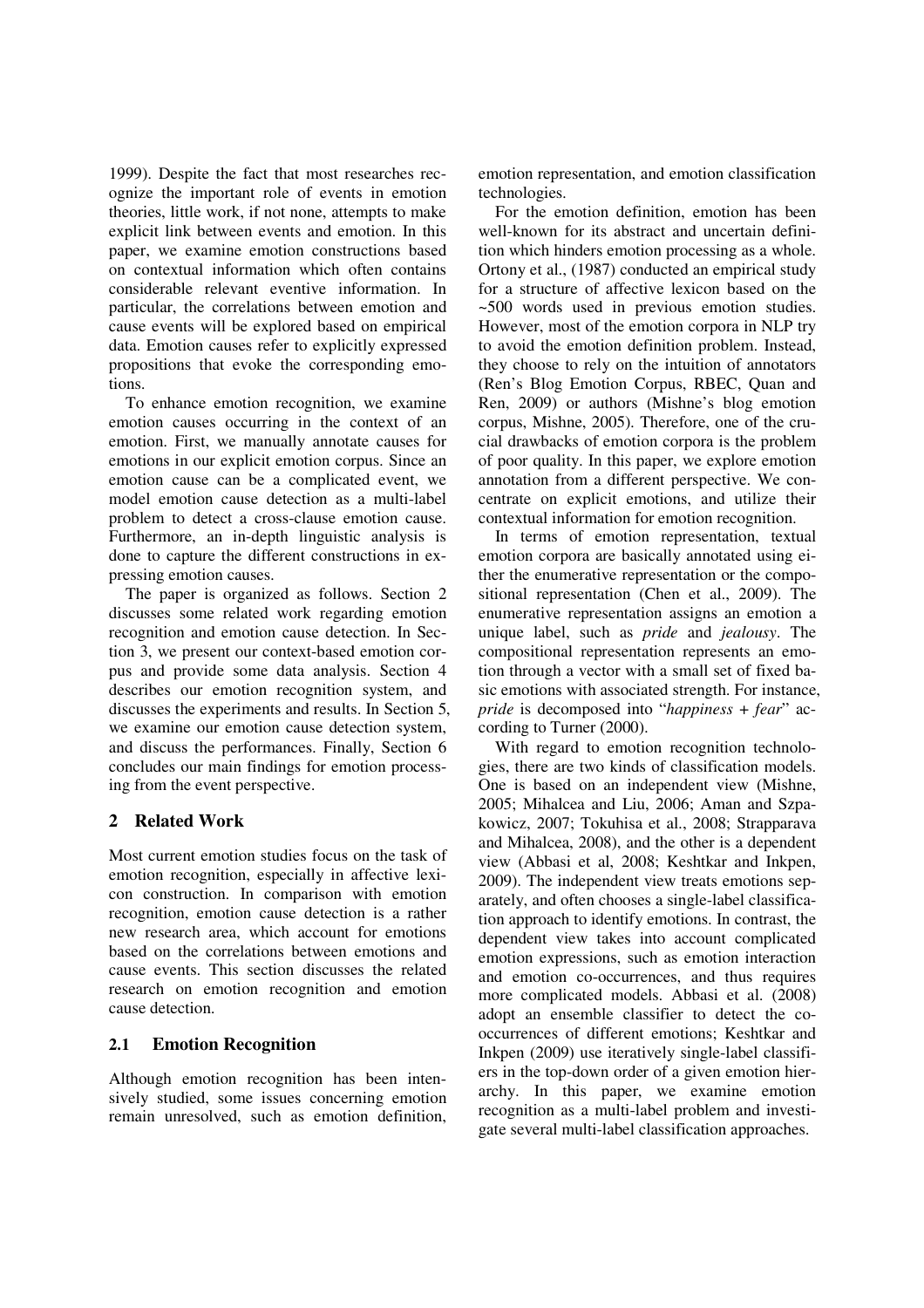1999). Despite the fact that most researches recognize the important role of events in emotion theories, little work, if not none, attempts to make explicit link between events and emotion. In this paper, we examine emotion constructions based on contextual information which often contains considerable relevant eventive information. In particular, the correlations between emotion and cause events will be explored based on empirical data. Emotion causes refer to explicitly expressed propositions that evoke the corresponding emotions.

To enhance emotion recognition, we examine emotion causes occurring in the context of an emotion. First, we manually annotate causes for emotions in our explicit emotion corpus. Since an emotion cause can be a complicated event, we model emotion cause detection as a multi-label problem to detect a cross-clause emotion cause. Furthermore, an in-depth linguistic analysis is done to capture the different constructions in expressing emotion causes.

The paper is organized as follows. Section 2 discusses some related work regarding emotion recognition and emotion cause detection. In Section 3, we present our context-based emotion corpus and provide some data analysis. Section 4 describes our emotion recognition system, and discusses the experiments and results. In Section 5, we examine our emotion cause detection system, and discuss the performances. Finally, Section 6 concludes our main findings for emotion processing from the event perspective.

## 2 Related Work

Most current emotion studies focus on the task of emotion recognition, especially in affective lexicon construction. In comparison with emotion recognition, emotion cause detection is a rather new research area, which account for emotions based on the correlations between emotions and cause events. This section discusses the related research on emotion recognition and emotion cause detection.

### 2.1 Emotion Recognition

Although emotion recognition has been intensively studied, some issues concerning emotion remain unresolved, such as emotion definition, emotion representation, and emotion classification technologies.

For the emotion definition, emotion has been well-known for its abstract and uncertain definition which hinders emotion processing as a whole. Ortony et al., (1987) conducted an empirical study for a structure of affective lexicon based on the ~500 words used in previous emotion studies. However, most of the emotion corpora in NLP try to avoid the emotion definition problem. Instead, they choose to rely on the intuition of annotators (Ren's Blog Emotion Corpus, RBEC, Quan and Ren, 2009) or authors (Mishne's blog emotion corpus, Mishne, 2005). Therefore, one of the crucial drawbacks of emotion corpora is the problem of poor quality. In this paper, we explore emotion annotation from a different perspective. We concentrate on explicit emotions, and utilize their contextual information for emotion recognition.

In terms of emotion representation, textual emotion corpora are basically annotated using either the enumerative representation or the compositional representation (Chen et al., 2009). The enumerative representation assigns an emotion a unique label, such as *pride* and *jealousy*. The compositional representation represents an emotion through a vector with a small set of fixed basic emotions with associated strength. For instance, *pride* is decomposed into "*happiness* + *fear*" according to Turner (2000).

With regard to emotion recognition technologies, there are two kinds of classification models. One is based on an independent view (Mishne, 2005; Mihalcea and Liu, 2006; Aman and Szpakowicz, 2007; Tokuhisa et al., 2008; Strapparava and Mihalcea, 2008), and the other is a dependent view (Abbasi et al, 2008; Keshtkar and Inkpen, 2009). The independent view treats emotions separately, and often chooses a single-label classification approach to identify emotions. In contrast, the dependent view takes into account complicated emotion expressions, such as emotion interaction and emotion co-occurrences, and thus requires more complicated models. Abbasi et al. (2008) adopt an ensemble classifier to detect the co-occurrences of different emotions; Keshtkar and Inkpen (2009) use iteratively single-label classifiers in the top-down order of a given emotion hierarchy. In this paper, we examine emotion recognition as a multi-label problem and investigate several multi-label classification approaches.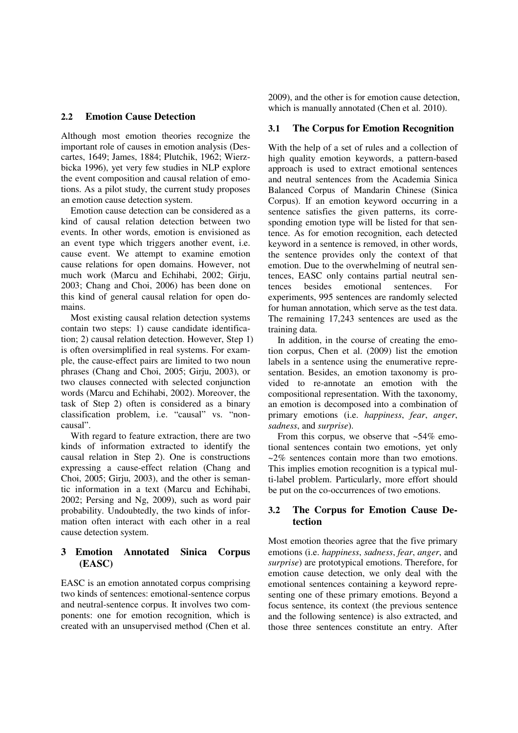### 2.2 Emotion Cause Detection

Although most emotion theories recognize the important role of causes in emotion analysis (Descartes, 1649; James, 1884; Plutchik, 1962; Wierzbicka 1996), yet very few studies in NLP explore the event composition and causal relation of emotions. As a pilot study, the current study proposes an emotion cause detection system.

Emotion cause detection can be considered as a kind of causal relation detection between two events. In other words, emotion is envisioned as an event type which triggers another event, i.e. cause event. We attempt to examine emotion cause relations for open domains. However, not much work (Marcu and Echihabi, 2002; Girju, 2003; Chang and Choi, 2006) has been done on this kind of general causal relation for open domains.

Most existing causal relation detection systems contain two steps: 1) cause candidate identification; 2) causal relation detection. However, Step 1) is often oversimplified in real systems. For example, the cause-effect pairs are limited to two noun phrases (Chang and Choi, 2005; Girju, 2003), or two clauses connected with selected conjunction words (Marcu and Echihabi, 2002). Moreover, the task of Step 2) often is considered as a binary classification problem, i.e. "causal" vs. "non-causal".

With regard to feature extraction, there are two kinds of information extracted to identify the causal relation in Step 2). One is constructions expressing a cause-effect relation (Chang and Choi, 2005; Girju, 2003), and the other is semantic information in a text (Marcu and Echihabi, 2002; Persing and Ng, 2009), such as word pair probability. Undoubtedly, the two kinds of information often interact with each other in a real cause detection system.

## 3 Emotion Annotated Sinica Corpus (EASC)

EASC is an emotion annotated corpus comprising two kinds of sentences: emotional-sentence corpus and neutral-sentence corpus. It involves two components: one for emotion recognition, which is created with an unsupervised method (Chen et al. 2009), and the other is for emotion cause detection, which is manually annotated (Chen et al. 2010).

### 3.1 The Corpus for Emotion Recognition

With the help of a set of rules and a collection of high quality emotion keywords, a pattern-based approach is used to extract emotional sentences and neutral sentences from the Academia Sinica Balanced Corpus of Mandarin Chinese (Sinica Corpus). If an emotion keyword occurring in a sentence satisfies the given patterns, its corresponding emotion type will be listed for that sentence. As for emotion recognition, each detected keyword in a sentence is removed, in other words, the sentence provides only the context of that emotion. Due to the overwhelming of neutral sentences, EASC only contains partial neutral sentences besides emotional sentences. For experiments, 995 sentences are randomly selected for human annotation, which serve as the test data. The remaining 17,243 sentences are used as the training data.

In addition, in the course of creating the emotion corpus, Chen et al. (2009) list the emotion labels in a sentence using the enumerative representation. Besides, an emotion taxonomy is provided to re-annotate an emotion with the compositional representation. With the taxonomy, an emotion is decomposed into a combination of primary emotions (i.e. *happiness*, *fear*, *anger*, *sadness*, and *surprise*).

From this corpus, we observe that ~54% emotional sentences contain two emotions, yet only ~2% sentences contain more than two emotions. This implies emotion recognition is a typical multi-label problem. Particularly, more effort should be put on the co-occurrences of two emotions.

### 3.2 The Corpus for Emotion Cause Detection

Most emotion theories agree that the five primary emotions (i.e. *happiness*, *sadness*, *fear*, *anger*, and *surprise*) are prototypical emotions. Therefore, for emotion cause detection, we only deal with the emotional sentences containing a keyword representing one of these primary emotions. Beyond a focus sentence, its context (the previous sentence and the following sentence) is also extracted, and those three sentences constitute an entry. After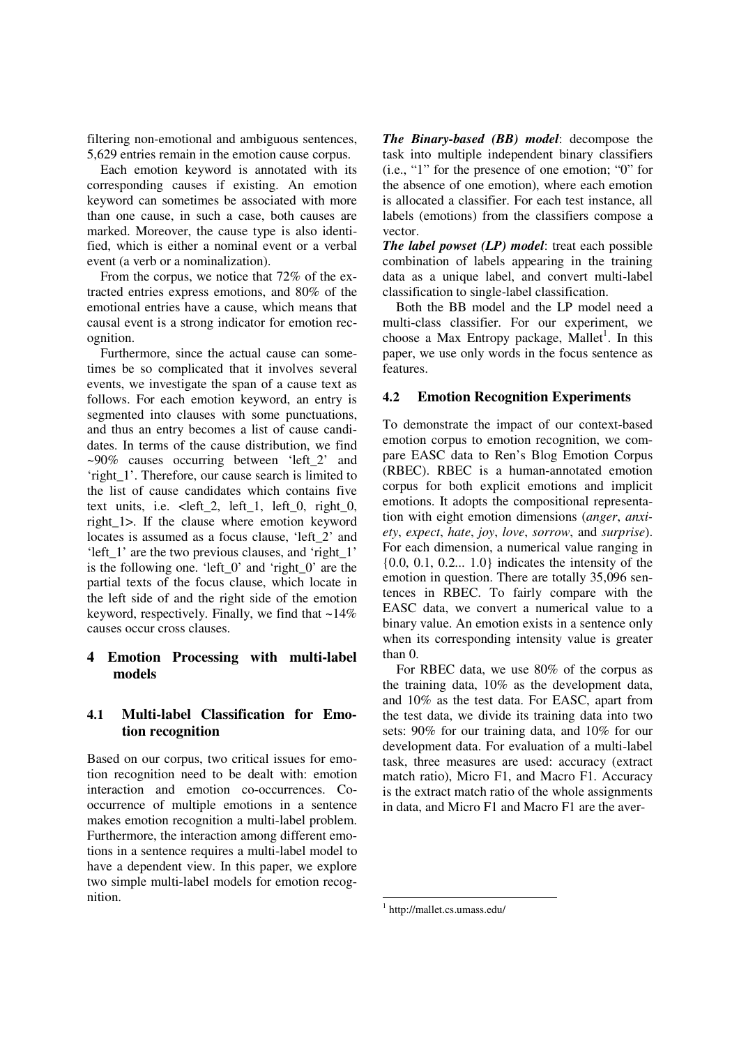filtering non-emotional and ambiguous sentences, 5,629 entries remain in the emotion cause corpus.

Each emotion keyword is annotated with its corresponding causes if existing. An emotion keyword can sometimes be associated with more than one cause, in such a case, both causes are marked. Moreover, the cause type is also identified, which is either a nominal event or a verbal event (a verb or a nominalization).

From the corpus, we notice that 72% of the extracted entries express emotions, and 80% of the emotional entries have a cause, which means that causal event is a strong indicator for emotion recognition.

Furthermore, since the actual cause can sometimes be so complicated that it involves several events, we investigate the span of a cause text as follows. For each emotion keyword, an entry is segmented into clauses with some punctuations, and thus an entry becomes a list of cause candidates. In terms of the cause distribution, we find ~90% causes occurring between 'left_2' and 'right_1'. Therefore, our cause search is limited to the list of cause candidates which contains five text units, i.e. <left_2, left_1, left_0, right_0, right_1>. If the clause where emotion keyword locates is assumed as a focus clause, 'left_2' and 'left_1' are the two previous clauses, and 'right_1' is the following one. 'left_0' and 'right_0' are the partial texts of the focus clause, which locate in the left side of and the right side of the emotion keyword, respectively. Finally, we find that ~14% causes occur cross clauses.

## 4 Emotion Processing with multi-label models

### 4.1 Multi-label Classification for Emotion recognition

Based on our corpus, two critical issues for emotion recognition need to be dealt with: emotion interaction and emotion co-occurrences. Co-occurrence of multiple emotions in a sentence makes emotion recognition a multi-label problem. Furthermore, the interaction among different emotions in a sentence requires a multi-label model to have a dependent view. In this paper, we explore two simple multi-label models for emotion recognition.

***The Binary-based (BB) model***: decompose the task into multiple independent binary classifiers (i.e., "1" for the presence of one emotion; "0" for the absence of one emotion), where each emotion is allocated a classifier. For each test instance, all labels (emotions) from the classifiers compose a vector.

***The label powset (LP) model***: treat each possible combination of labels appearing in the training data as a unique label, and convert multi-label classification to single-label classification.

Both the BB model and the LP model need a multi-class classifier. For our experiment, we choose a Max Entropy package, Mallet[1]. In this paper, we use only words in the focus sentence as features.

### 4.2 Emotion Recognition Experiments

To demonstrate the impact of our context-based emotion corpus to emotion recognition, we compare EASC data to Ren's Blog Emotion Corpus (RBEC). RBEC is a human-annotated emotion corpus for both explicit emotions and implicit emotions. It adopts the compositional representation with eight emotion dimensions (*anger*, *anxiety*, *expect*, *hate*, *joy*, *love*, *sorrow*, and *surprise*). For each dimension, a numerical value ranging in {0.0, 0.1, 0.2... 1.0} indicates the intensity of the emotion in question. There are totally 35,096 sentences in RBEC. To fairly compare with the EASC data, we convert a numerical value to a binary value. An emotion exists in a sentence only when its corresponding intensity value is greater than 0.

For RBEC data, we use 80% of the corpus as the training data, 10% as the development data, and 10% as the test data. For EASC, apart from the test data, we divide its training data into two sets: 90% for our training data, and 10% for our development data. For evaluation of a multi-label task, three measures are used: accuracy (extract match ratio), Micro F1, and Macro F1. Accuracy is the extract match ratio of the whole assignments in data, and Micro F1 and Macro F1 are the aver-

[1] http://mallet.cs.umass.edu/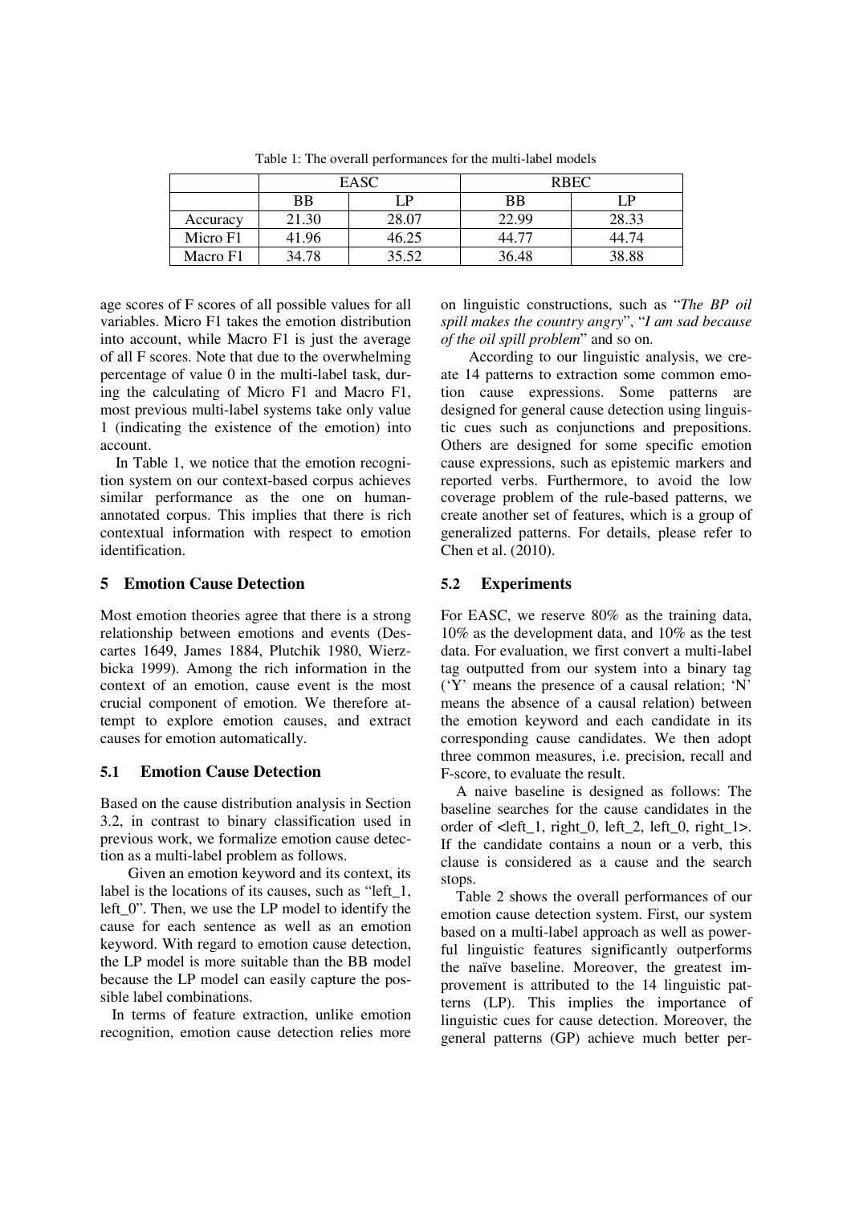Table 1: The overall performances for the multi-label models

| | EASC | | RBEC | |
|---|---|---|---|---|
| | BB | LP | BB | LP |
| Accuracy | 21.30 | 28.07 | 22.99 | 28.33 |
| Micro F1 | 41.96 | 46.25 | 44.77 | 44.74 |
| Macro F1 | 34.78 | 35.52 | 36.48 | 38.88 |

age scores of F scores of all possible values for all variables. Micro F1 takes the emotion distribution into account, while Macro F1 is just the average of all F scores. Note that due to the overwhelming percentage of value 0 in the multi-label task, during the calculating of Micro F1 and Macro F1, most previous multi-label systems take only value 1 (indicating the existence of the emotion) into account.

In Table 1, we notice that the emotion recognition system on our context-based corpus achieves similar performance as the one on human-annotated corpus. This implies that there is rich contextual information with respect to emotion identification.

## 5 Emotion Cause Detection

Most emotion theories agree that there is a strong relationship between emotions and events (Descartes 1649, James 1884, Plutchik 1980, Wierzbicka 1999). Among the rich information in the context of an emotion, cause event is the most crucial component of emotion. We therefore attempt to explore emotion causes, and extract causes for emotion automatically.

### 5.1 Emotion Cause Detection

Based on the cause distribution analysis in Section 3.2, in contrast to binary classification used in previous work, we formalize emotion cause detection as a multi-label problem as follows.

Given an emotion keyword and its context, its label is the locations of its causes, such as "left_1, left_0". Then, we use the LP model to identify the cause for each sentence as well as an emotion keyword. With regard to emotion cause detection, the LP model is more suitable than the BB model because the LP model can easily capture the possible label combinations.

In terms of feature extraction, unlike emotion recognition, emotion cause detection relies more on linguistic constructions, such as "*The BP oil spill makes the country angry*", "*I am sad because of the oil spill problem*" and so on.

According to our linguistic analysis, we create 14 patterns to extraction some common emotion cause expressions. Some patterns are designed for general cause detection using linguistic cues such as conjunctions and prepositions. Others are designed for some specific emotion cause expressions, such as epistemic markers and reported verbs. Furthermore, to avoid the low coverage problem of the rule-based patterns, we create another set of features, which is a group of generalized patterns. For details, please refer to Chen et al. (2010).

### 5.2 Experiments

For EASC, we reserve 80% as the training data, 10% as the development data, and 10% as the test data. For evaluation, we first convert a multi-label tag outputted from our system into a binary tag ('Y' means the presence of a causal relation; 'N' means the absence of a causal relation) between the emotion keyword and each candidate in its corresponding cause candidates. We then adopt three common measures, i.e. precision, recall and F-score, to evaluate the result.

A naive baseline is designed as follows: The baseline searches for the cause candidates in the order of <left_1, right_0, left_2, left_0, right_1>. If the candidate contains a noun or a verb, this clause is considered as a cause and the search stops.

Table 2 shows the overall performances of our emotion cause detection system. First, our system based on a multi-label approach as well as powerful linguistic features significantly outperforms the naïve baseline. Moreover, the greatest improvement is attributed to the 14 linguistic patterns (LP). This implies the importance of linguistic cues for cause detection. Moreover, the general patterns (GP) achieve much better per-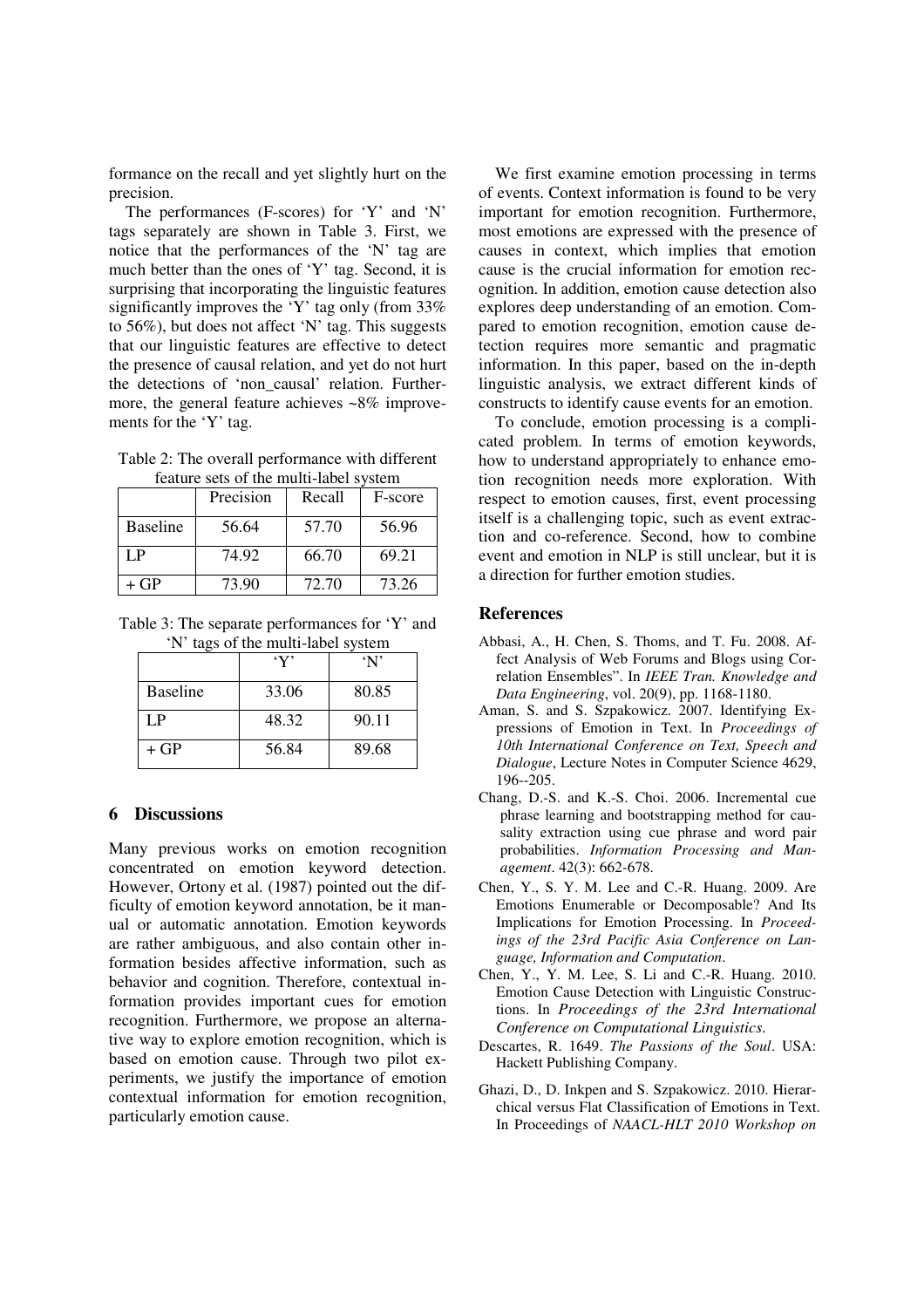formance on the recall and yet slightly hurt on the precision.

The performances (F-scores) for 'Y' and 'N' tags separately are shown in Table 3. First, we notice that the performances of the 'N' tag are much better than the ones of 'Y' tag. Second, it is surprising that incorporating the linguistic features significantly improves the 'Y' tag only (from 33% to 56%), but does not affect 'N' tag. This suggests that our linguistic features are effective to detect the presence of causal relation, and yet do not hurt the detections of 'non_causal' relation. Furthermore, the general feature achieves ~8% improvements for the 'Y' tag.

Table 2: The overall performance with different feature sets of the multi-label system

| | Precision | Recall | F-score |
|---|---|---|---|
| Baseline | 56.64 | 57.70 | 56.96 |
| LP | 74.92 | 66.70 | 69.21 |
| + GP | 73.90 | 72.70 | 73.26 |

Table 3: The separate performances for 'Y' and 'N' tags of the multi-label system

| | 'Y' | 'N' |
|---|---|---|
| Baseline | 33.06 | 80.85 |
| LP | 48.32 | 90.11 |
| + GP | 56.84 | 89.68 |

## 6 Discussions

Many previous works on emotion recognition concentrated on emotion keyword detection. However, Ortony et al. (1987) pointed out the difficulty of emotion keyword annotation, be it manual or automatic annotation. Emotion keywords are rather ambiguous, and also contain other information besides affective information, such as behavior and cognition. Therefore, contextual information provides important cues for emotion recognition. Furthermore, we propose an alternative way to explore emotion recognition, which is based on emotion cause. Through two pilot experiments, we justify the importance of emotion contextual information for emotion recognition, particularly emotion cause.

We first examine emotion processing in terms of events. Context information is found to be very important for emotion recognition. Furthermore, most emotions are expressed with the presence of causes in context, which implies that emotion cause is the crucial information for emotion recognition. In addition, emotion cause detection also explores deep understanding of an emotion. Compared to emotion recognition, emotion cause detection requires more semantic and pragmatic information. In this paper, based on the in-depth linguistic analysis, we extract different kinds of constructs to identify cause events for an emotion.

To conclude, emotion processing is a complicated problem. In terms of emotion keywords, how to understand appropriately to enhance emotion recognition needs more exploration. With respect to emotion causes, first, event processing itself is a challenging topic, such as event extraction and co-reference. Second, how to combine event and emotion in NLP is still unclear, but it is a direction for further emotion studies.

## References

Abbasi, A., H. Chen, S. Thoms, and T. Fu. 2008. Affect Analysis of Web Forums and Blogs using Correlation Ensembles". In *IEEE Tran. Knowledge and Data Engineering*, vol. 20(9), pp. 1168-1180.

Aman, S. and S. Szpakowicz. 2007. Identifying Expressions of Emotion in Text. In *Proceedings of 10th International Conference on Text, Speech and Dialogue*, Lecture Notes in Computer Science 4629, 196--205.

Chang, D.-S. and K.-S. Choi. 2006. Incremental cue phrase learning and bootstrapping method for causality extraction using cue phrase and word pair probabilities. *Information Processing and Management*. 42(3): 662-678.

Chen, Y., S. Y. M. Lee and C.-R. Huang. 2009. Are Emotions Enumerable or Decomposable? And Its Implications for Emotion Processing. In *Proceedings of the 23rd Pacific Asia Conference on Language, Information and Computation*.

Chen, Y., Y. M. Lee, S. Li and C.-R. Huang. 2010. Emotion Cause Detection with Linguistic Constructions. In *Proceedings of the 23rd International Conference on Computational Linguistics.*

Descartes, R. 1649. *The Passions of the Soul*. USA: Hackett Publishing Company.

Ghazi, D., D. Inkpen and S. Szpakowicz. 2010. Hierarchical versus Flat Classification of Emotions in Text. In Proceedings of *NAACL-HLT 2010 Workshop on*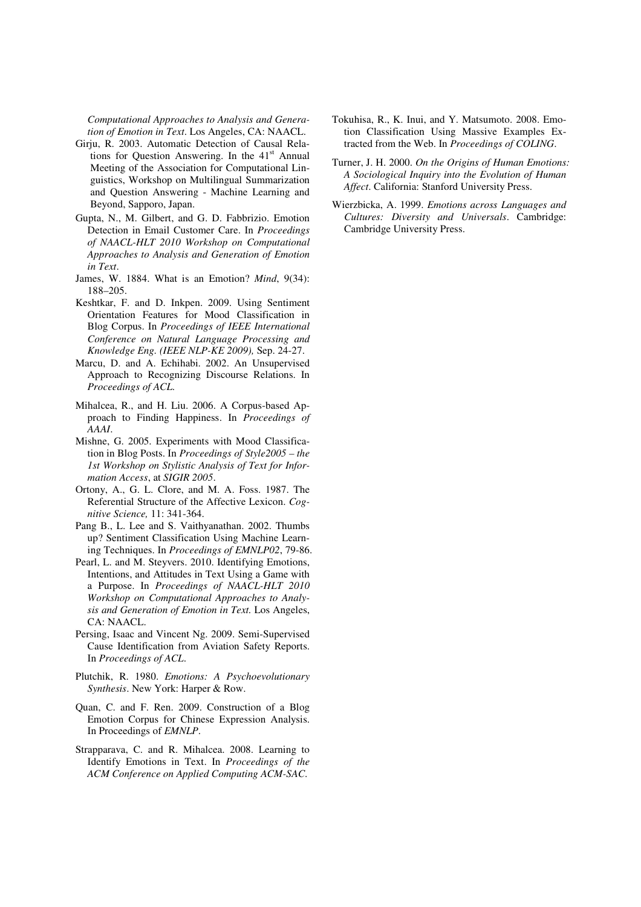*Computational Approaches to Analysis and Generation of Emotion in Text*. Los Angeles, CA: NAACL.

Girju, R. 2003. Automatic Detection of Causal Relations for Question Answering. In the 41st Annual Meeting of the Association for Computational Linguistics, Workshop on Multilingual Summarization and Question Answering - Machine Learning and Beyond, Sapporo, Japan.

Gupta, N., M. Gilbert, and G. D. Fabbrizio. Emotion Detection in Email Customer Care. In *Proceedings of NAACL-HLT 2010 Workshop on Computational Approaches to Analysis and Generation of Emotion in Text*.

James, W. 1884. What is an Emotion? *Mind*, 9(34): 188–205.

Keshtkar, F. and D. Inkpen. 2009. Using Sentiment Orientation Features for Mood Classification in Blog Corpus. In *Proceedings of IEEE International Conference on Natural Language Processing and Knowledge Eng. (IEEE NLP-KE 2009),* Sep. 24-27.

Marcu, D. and A. Echihabi. 2002. An Unsupervised Approach to Recognizing Discourse Relations. In *Proceedings of ACL.*

Mihalcea, R., and H. Liu. 2006. A Corpus-based Approach to Finding Happiness. In *Proceedings of AAAI*.

Mishne, G. 2005. Experiments with Mood Classification in Blog Posts. In *Proceedings of Style2005 – the 1st Workshop on Stylistic Analysis of Text for Information Access*, at *SIGIR 2005*.

Ortony, A., G. L. Clore, and M. A. Foss. 1987. The Referential Structure of the Affective Lexicon. *Cognitive Science,* 11: 341-364.

Pang B., L. Lee and S. Vaithyanathan. 2002. Thumbs up? Sentiment Classification Using Machine Learning Techniques. In *Proceedings of EMNLP02*, 79-86.

Pearl, L. and M. Steyvers. 2010. Identifying Emotions, Intentions, and Attitudes in Text Using a Game with a Purpose. In *Proceedings of NAACL-HLT 2010 Workshop on Computational Approaches to Analysis and Generation of Emotion in Text.* Los Angeles, CA: NAACL.

Persing, Isaac and Vincent Ng. 2009. Semi-Supervised Cause Identification from Aviation Safety Reports. In *Proceedings of ACL*.

Plutchik, R. 1980. *Emotions: A Psychoevolutionary Synthesis*. New York: Harper & Row.

Quan, C. and F. Ren. 2009. Construction of a Blog Emotion Corpus for Chinese Expression Analysis. In Proceedings of *EMNLP*.

Strapparava, C. and R. Mihalcea. 2008. Learning to Identify Emotions in Text. In *Proceedings of the ACM Conference on Applied Computing ACM-SAC*.

Tokuhisa, R., K. Inui, and Y. Matsumoto. 2008. Emotion Classification Using Massive Examples Extracted from the Web. In *Proceedings of COLING*.

Turner, J. H. 2000. *On the Origins of Human Emotions: A Sociological Inquiry into the Evolution of Human Affect*. California: Stanford University Press.

Wierzbicka, A. 1999. *Emotions across Languages and Cultures: Diversity and Universals*. Cambridge: Cambridge University Press.